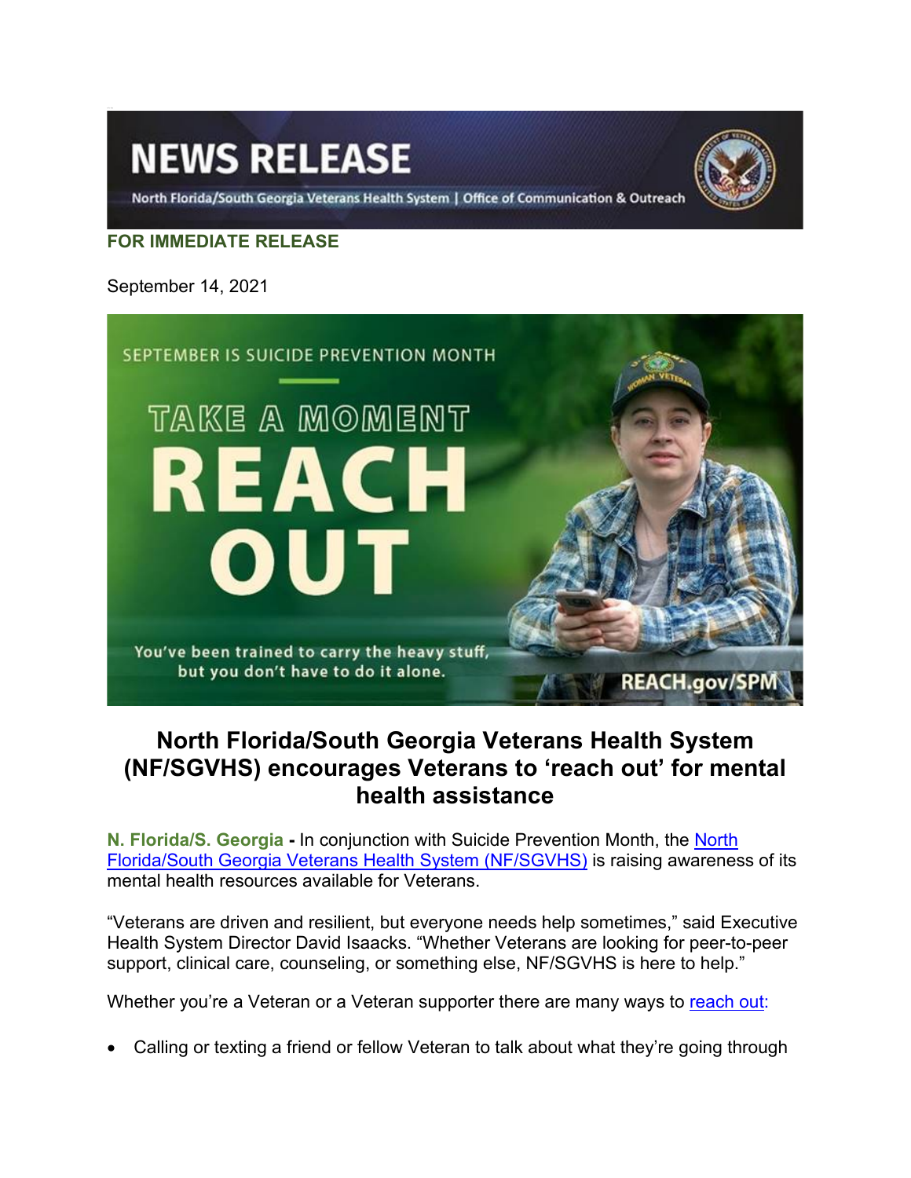# NEWS RELEASE

North Florida/South Georgia Veterans Health System | Office of Communication & Outreach

**FOR IMMEDIATE RELEASE**

September 14, 2021

SEPTEMBER IS SUICIDE PREVENTION MONTH

TAKE A MOMENT REACH OUT

You've been trained to carry the heavy stuff, but you don't have to do it alone.

REACH.gov/SPM

## North Florida/South Georgia Veterans Health System (NF/SGVHS) encourages Veterans to 'reach out' for mental health assistance

**N. Florida/S. Georgia -** In conjunction with Suicide Prevention Month, the North Florida/South Georgia Veterans Health System (NF/SGVHS) is raising awareness of its mental health resources available for Veterans.

"Veterans are driven and resilient, but everyone needs help sometimes," said Executive Health System Director David Isaacks. "Whether Veterans are looking for peer-to-peer support, clinical care, counseling, or something else, NF/SGVHS is here to help."

Whether you're a Veteran or a Veteran supporter there are many ways to reach out:

- Calling or texting a friend or fellow Veteran to talk about what they're going through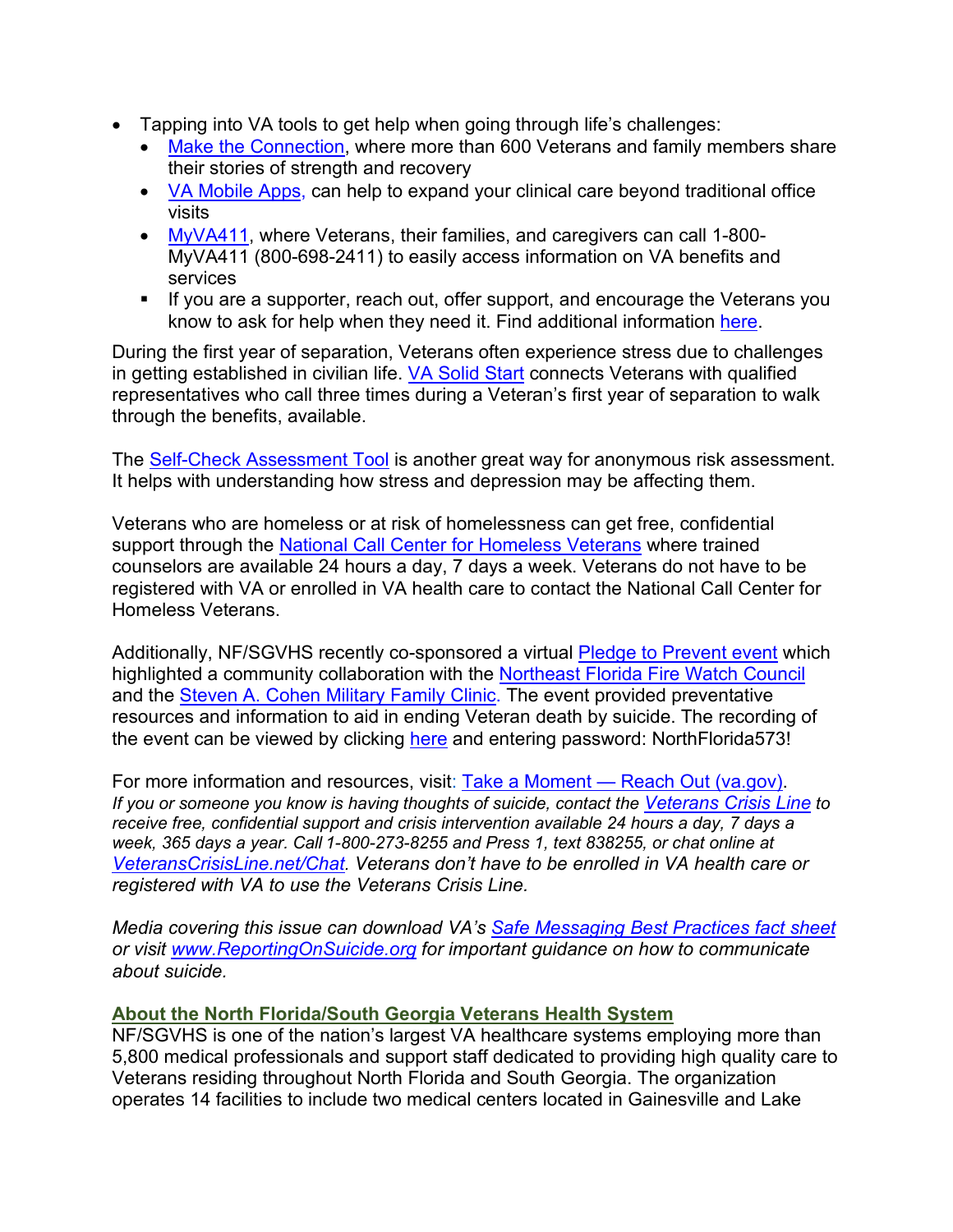- Tapping into VA tools to get help when going through life's challenges:
  - Make the Connection, where more than 600 Veterans and family members share their stories of strength and recovery
  - VA Mobile Apps, can help to expand your clinical care beyond traditional office visits
  - MyVA411, where Veterans, their families, and caregivers can call 1-800-MyVA411 (800-698-2411) to easily access information on VA benefits and services
  - If you are a supporter, reach out, offer support, and encourage the Veterans you know to ask for help when they need it. Find additional information here.

During the first year of separation, Veterans often experience stress due to challenges in getting established in civilian life. VA Solid Start connects Veterans with qualified representatives who call three times during a Veteran's first year of separation to walk through the benefits, available.

The Self-Check Assessment Tool is another great way for anonymous risk assessment. It helps with understanding how stress and depression may be affecting them.

Veterans who are homeless or at risk of homelessness can get free, confidential support through the National Call Center for Homeless Veterans where trained counselors are available 24 hours a day, 7 days a week. Veterans do not have to be registered with VA or enrolled in VA health care to contact the National Call Center for Homeless Veterans.

Additionally, NF/SGVHS recently co-sponsored a virtual Pledge to Prevent event which highlighted a community collaboration with the Northeast Florida Fire Watch Council and the Steven A. Cohen Military Family Clinic. The event provided preventative resources and information to aid in ending Veteran death by suicide. The recording of the event can be viewed by clicking here and entering password: NorthFlorida573!

For more information and resources, visit: Take a Moment — Reach Out (va.gov).
*If you or someone you know is having thoughts of suicide, contact the Veterans Crisis Line to receive free, confidential support and crisis intervention available 24 hours a day, 7 days a week, 365 days a year. Call 1-800-273-8255 and Press 1, text 838255, or chat online at VeteransCrisisLine.net/Chat. Veterans don't have to be enrolled in VA health care or registered with VA to use the Veterans Crisis Line.*

*Media covering this issue can download VA's Safe Messaging Best Practices fact sheet or visit www.ReportingOnSuicide.org for important guidance on how to communicate about suicide.*

**About the North Florida/South Georgia Veterans Health System**

NF/SGVHS is one of the nation's largest VA healthcare systems employing more than 5,800 medical professionals and support staff dedicated to providing high quality care to Veterans residing throughout North Florida and South Georgia. The organization operates 14 facilities to include two medical centers located in Gainesville and Lake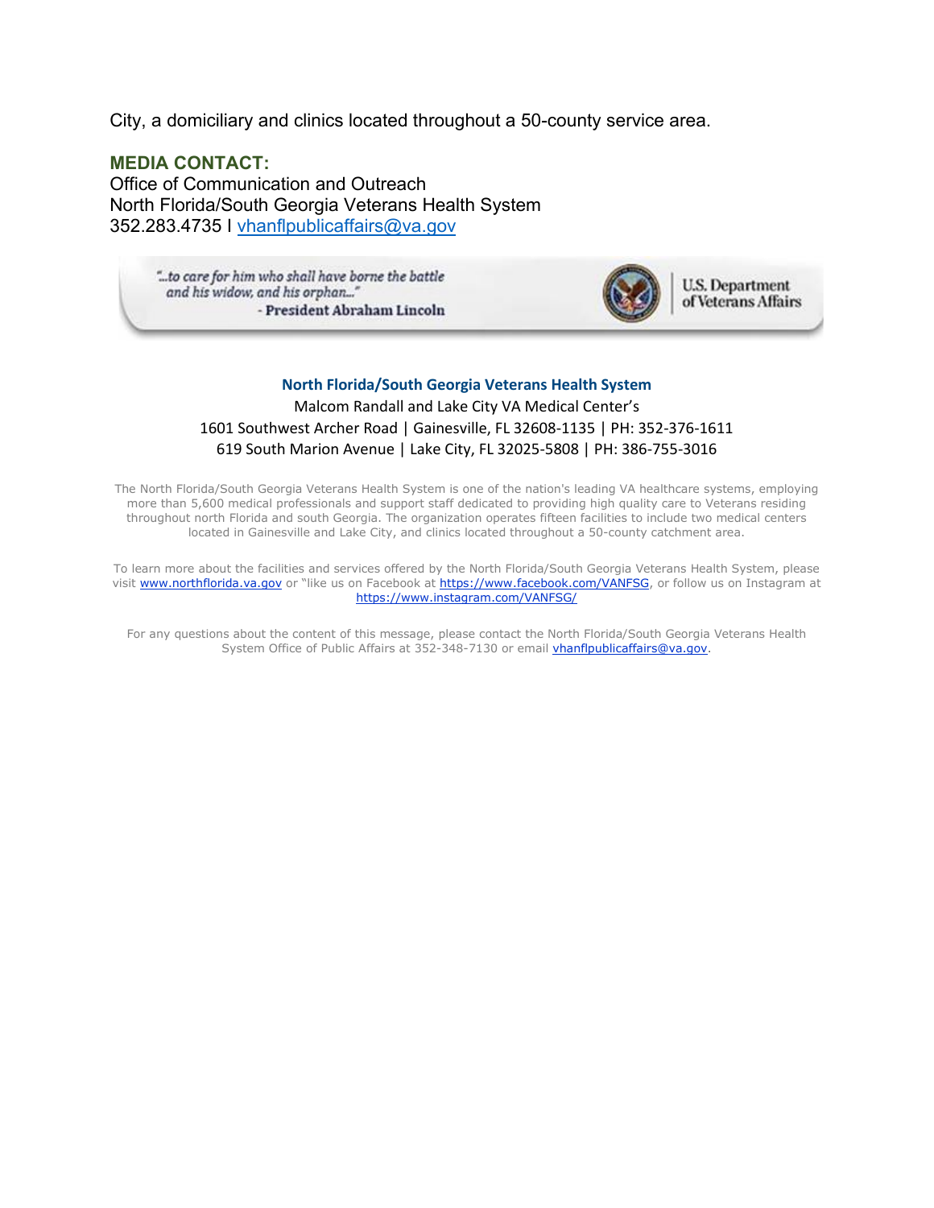City, a domiciliary and clinics located throughout a 50-county service area.

**MEDIA CONTACT:**
Office of Communication and Outreach
North Florida/South Georgia Veterans Health System
352.283.4735 I vhanflpublicaffairs@va.gov

"...to care for him who shall have borne the battle and his widow, and his orphan..."
- President Abraham Lincoln

U.S. Department of Veterans Affairs

**North Florida/South Georgia Veterans Health System**
Malcom Randall and Lake City VA Medical Center's
1601 Southwest Archer Road | Gainesville, FL 32608-1135 | PH: 352-376-1611
619 South Marion Avenue | Lake City, FL 32025-5808 | PH: 386-755-3016

The North Florida/South Georgia Veterans Health System is one of the nation's leading VA healthcare systems, employing more than 5,600 medical professionals and support staff dedicated to providing high quality care to Veterans residing throughout north Florida and south Georgia. The organization operates fifteen facilities to include two medical centers located in Gainesville and Lake City, and clinics located throughout a 50-county catchment area.

To learn more about the facilities and services offered by the North Florida/South Georgia Veterans Health System, please visit www.northflorida.va.gov or "like us on Facebook at https://www.facebook.com/VANFSG, or follow us on Instagram at https://www.instagram.com/VANFSG/

For any questions about the content of this message, please contact the North Florida/South Georgia Veterans Health System Office of Public Affairs at 352-348-7130 or email vhanflpublicaffairs@va.gov.